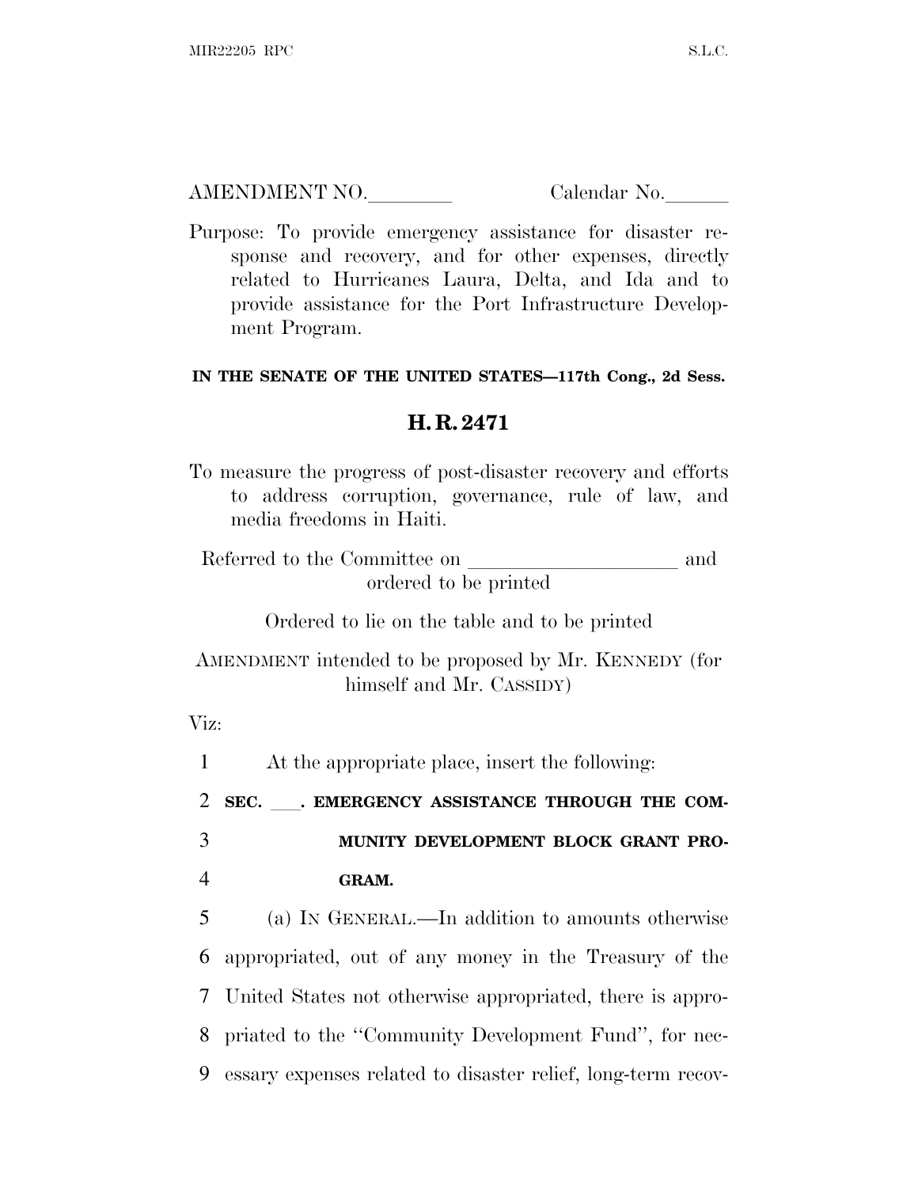AMENDMENT NO.\_\_\_\_\_\_\_\_ Calendar No.\_\_\_\_\_\_

Purpose: To provide emergency assistance for disaster response and recovery, and for other expenses, directly related to Hurricanes Laura, Delta, and Ida and to provide assistance for the Port Infrastructure Development Program.

**IN THE SENATE OF THE UNITED STATES—117th Cong., 2d Sess.**

## H. R. 2471

To measure the progress of post-disaster recovery and efforts to address corruption, governance, rule of law, and media freedoms in Haiti.

Referred to the Committee on \_\_\_\_\_\_\_\_\_\_\_\_\_\_\_\_\_\_\_\_ and ordered to be printed

Ordered to lie on the table and to be printed

AMENDMENT intended to be proposed by Mr. KENNEDY (for himself and Mr. CASSIDY)

Viz:

1 At the appropriate place, insert the following:

2 **SEC. \_\_\_. EMERGENCY ASSISTANCE THROUGH THE COM-**
3 **MUNITY DEVELOPMENT BLOCK GRANT PRO-**
4 **GRAM.**

5 (a) IN GENERAL.—In addition to amounts otherwise
6 appropriated, out of any money in the Treasury of the
7 United States not otherwise appropriated, there is appro-
8 priated to the ''Community Development Fund'', for nec-
9 essary expenses related to disaster relief, long-term recov-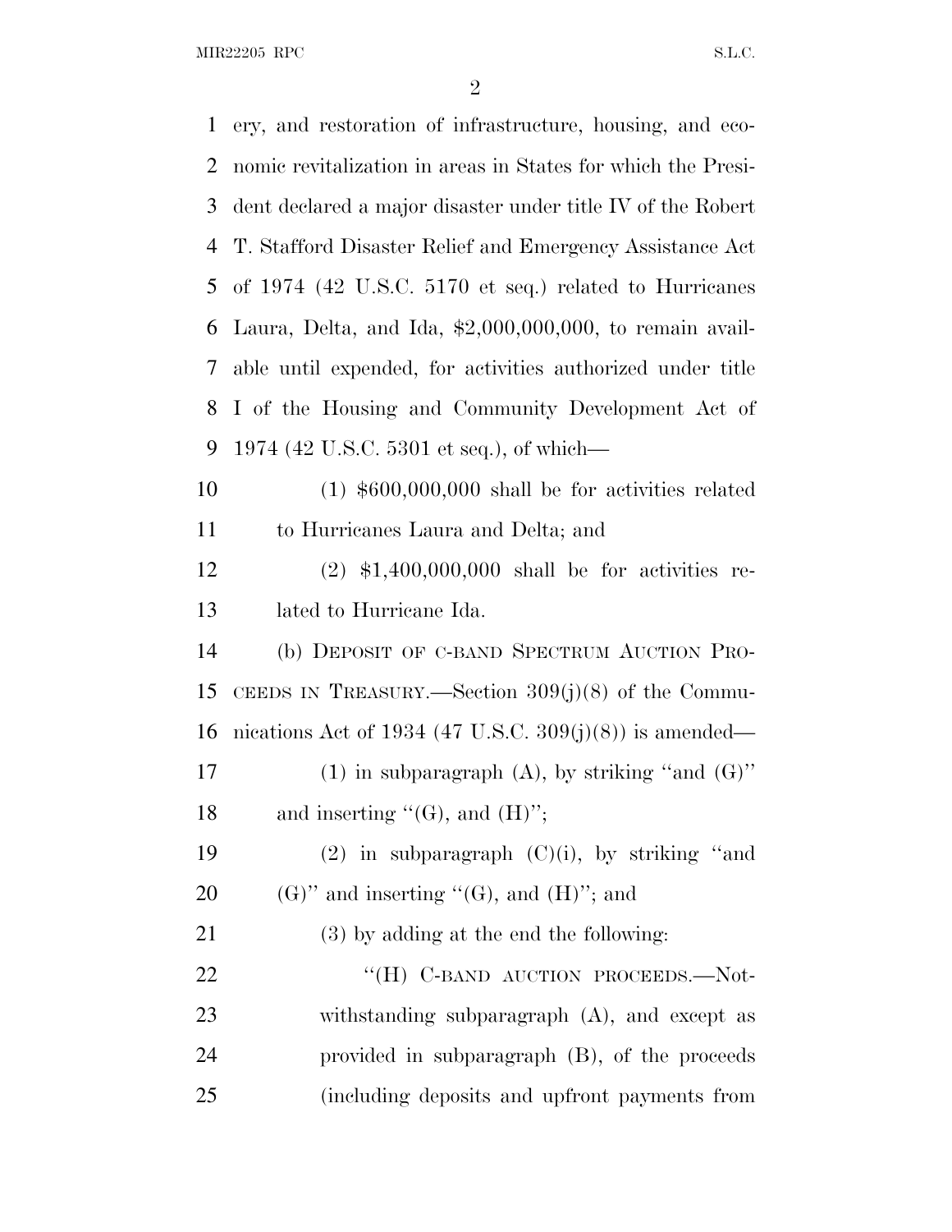ery, and restoration of infrastructure, housing, and economic revitalization in areas in States for which the President declared a major disaster under title IV of the Robert T. Stafford Disaster Relief and Emergency Assistance Act of 1974 (42 U.S.C. 5170 et seq.) related to Hurricanes Laura, Delta, and Ida, $2,000,000,000, to remain available until expended, for activities authorized under title I of the Housing and Community Development Act of 1974 (42 U.S.C. 5301 et seq.), of which—

(1) $600,000,000 shall be for activities related to Hurricanes Laura and Delta; and

(2) $1,400,000,000 shall be for activities related to Hurricane Ida.

(b) DEPOSIT OF C-BAND SPECTRUM AUCTION PROCEEDS IN TREASURY.—Section 309(j)(8) of the Communications Act of 1934 (47 U.S.C. 309(j)(8)) is amended—

(1) in subparagraph (A), by striking ''and (G)'' and inserting ''(G), and (H)'';

(2) in subparagraph (C)(i), by striking ''and (G)'' and inserting ''(G), and (H)''; and

(3) by adding at the end the following:

''(H) C-BAND AUCTION PROCEEDS.—Notwithstanding subparagraph (A), and except as provided in subparagraph (B), of the proceeds (including deposits and upfront payments from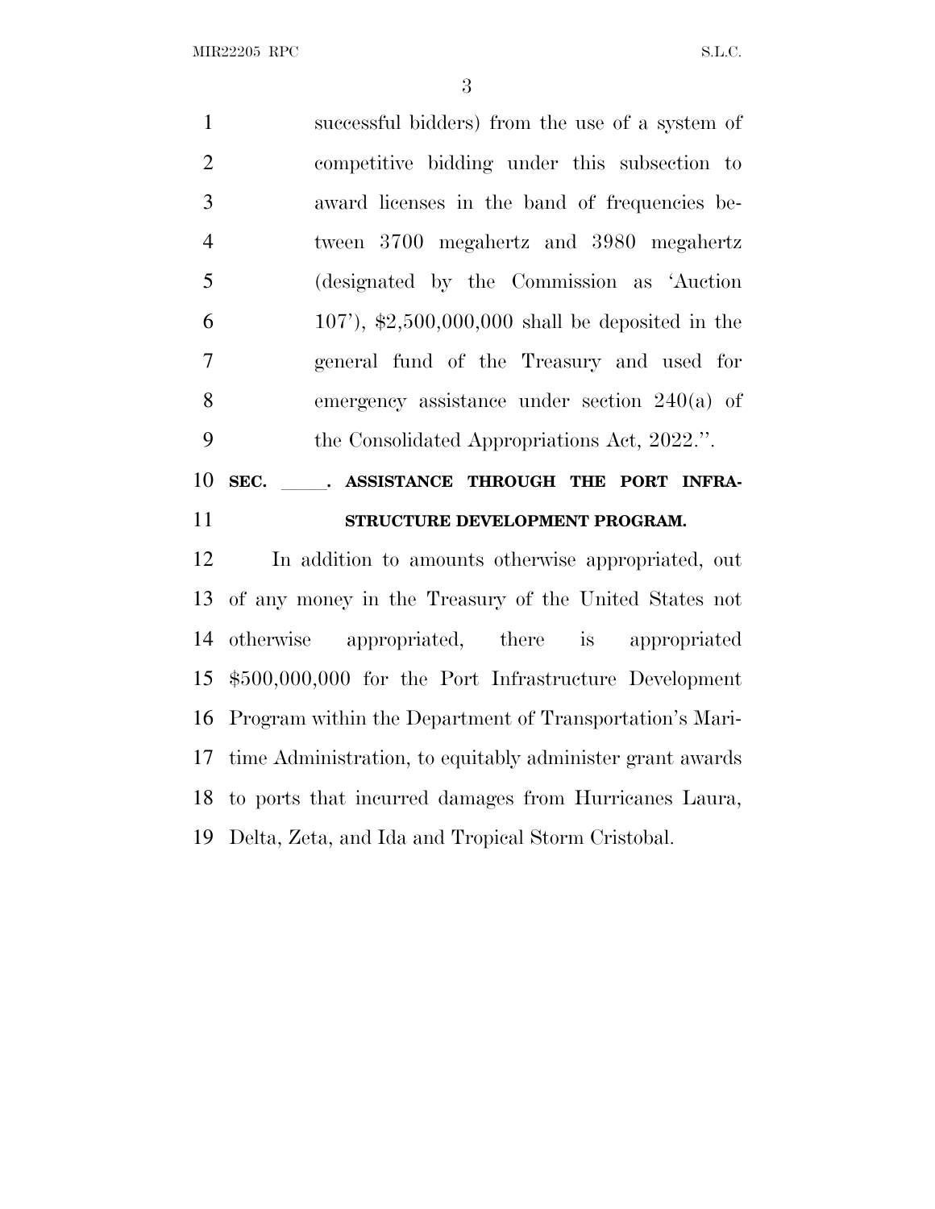successful bidders) from the use of a system of competitive bidding under this subsection to award licenses in the band of frequencies between 3700 megahertz and 3980 megahertz (designated by the Commission as 'Auction 107'), $2,500,000,000 shall be deposited in the general fund of the Treasury and used for emergency assistance under section 240(a) of the Consolidated Appropriations Act, 2022.''.

**SEC. \_\_\_\_\_. ASSISTANCE THROUGH THE PORT INFRASTRUCTURE DEVELOPMENT PROGRAM.**

In addition to amounts otherwise appropriated, out of any money in the Treasury of the United States not otherwise appropriated, there is appropriated $500,000,000 for the Port Infrastructure Development Program within the Department of Transportation's Maritime Administration, to equitably administer grant awards to ports that incurred damages from Hurricanes Laura, Delta, Zeta, and Ida and Tropical Storm Cristobal.